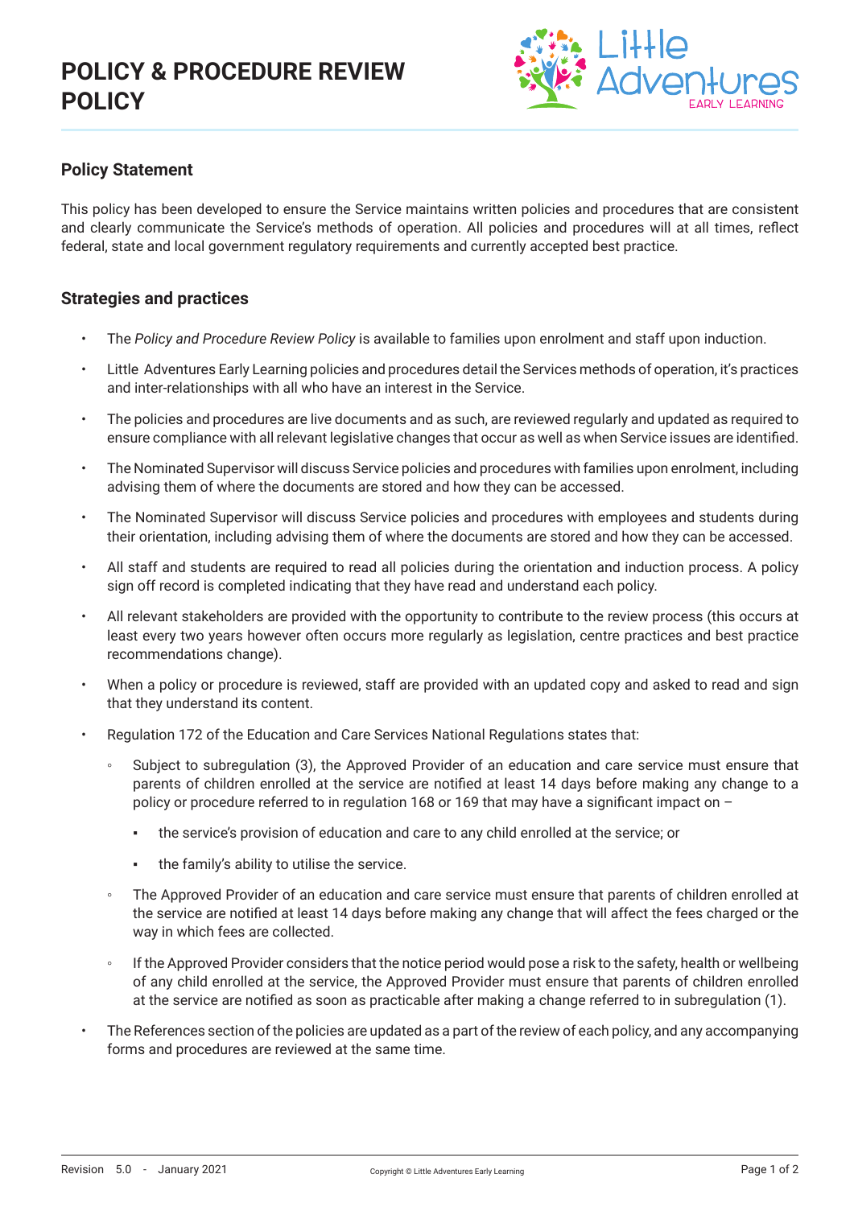# POLICY & PROCEDURE REVIEW POLICY

## Policy Statement

This policy has been developed to ensure the Service maintains written policies and procedures that are consistent and clearly communicate the Service's methods of operation. All policies and procedures will at all times, reflect federal, state and local government regulatory requirements and currently accepted best practice.

## Strategies and practices

- The *Policy and Procedure Review Policy* is available to families upon enrolment and staff upon induction.
- Little Adventures Early Learning policies and procedures detail the Services methods of operation, it's practices and inter-relationships with all who have an interest in the Service.
- The policies and procedures are live documents and as such, are reviewed regularly and updated as required to ensure compliance with all relevant legislative changes that occur as well as when Service issues are identified.
- The Nominated Supervisor will discuss Service policies and procedures with families upon enrolment, including advising them of where the documents are stored and how they can be accessed.
- The Nominated Supervisor will discuss Service policies and procedures with employees and students during their orientation, including advising them of where the documents are stored and how they can be accessed.
- All staff and students are required to read all policies during the orientation and induction process. A policy sign off record is completed indicating that they have read and understand each policy.
- All relevant stakeholders are provided with the opportunity to contribute to the review process (this occurs at least every two years however often occurs more regularly as legislation, centre practices and best practice recommendations change).
- When a policy or procedure is reviewed, staff are provided with an updated copy and asked to read and sign that they understand its content.
- Regulation 172 of the Education and Care Services National Regulations states that:
  - Subject to subregulation (3), the Approved Provider of an education and care service must ensure that parents of children enrolled at the service are notified at least 14 days before making any change to a policy or procedure referred to in regulation 168 or 169 that may have a significant impact on –
    - the service's provision of education and care to any child enrolled at the service; or
    - the family's ability to utilise the service.
  - The Approved Provider of an education and care service must ensure that parents of children enrolled at the service are notified at least 14 days before making any change that will affect the fees charged or the way in which fees are collected.
  - If the Approved Provider considers that the notice period would pose a risk to the safety, health or wellbeing of any child enrolled at the service, the Approved Provider must ensure that parents of children enrolled at the service are notified as soon as practicable after making a change referred to in subregulation (1).
- The References section of the policies are updated as a part of the review of each policy, and any accompanying forms and procedures are reviewed at the same time.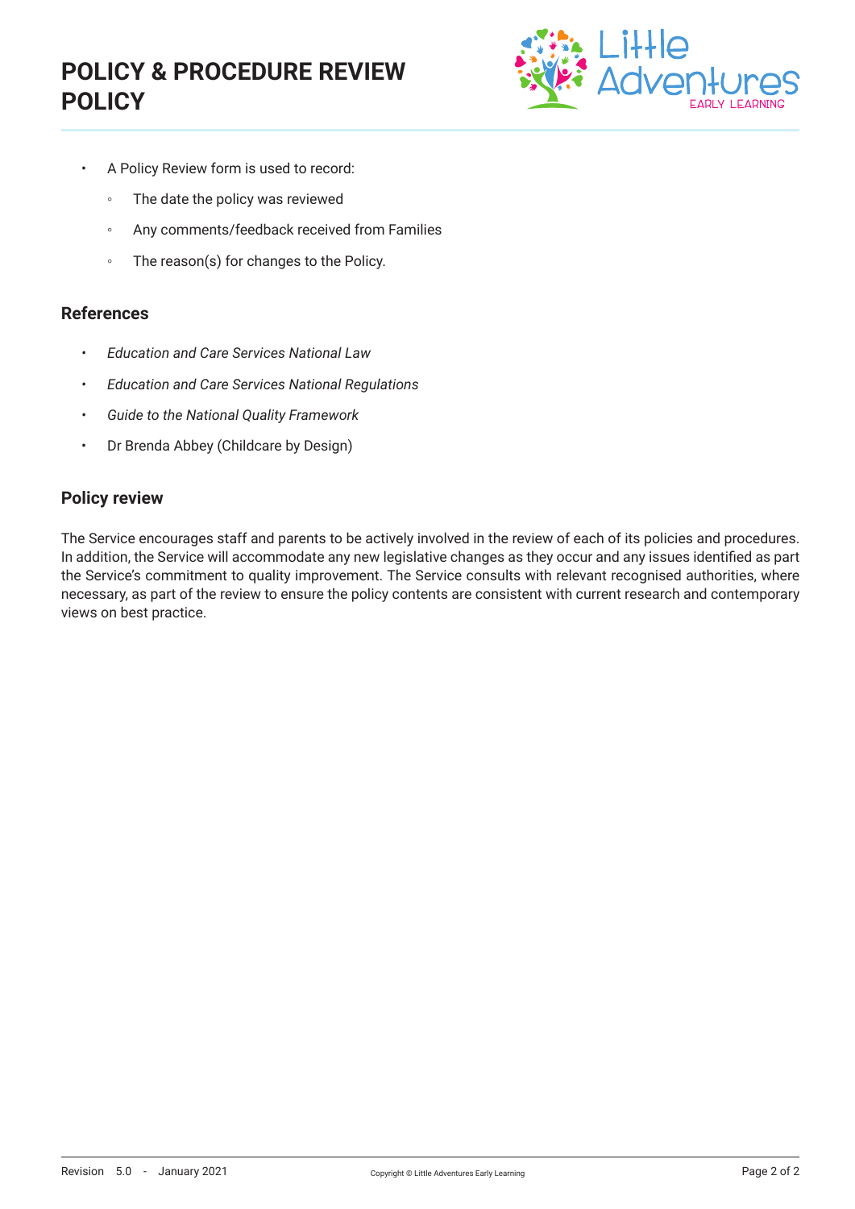- A Policy Review form is used to record:
  - The date the policy was reviewed
  - Any comments/feedback received from Families
  - The reason(s) for changes to the Policy.

## References

- *Education and Care Services National Law*
- *Education and Care Services National Regulations*
- *Guide to the National Quality Framework*
- Dr Brenda Abbey (Childcare by Design)

## Policy review

The Service encourages staff and parents to be actively involved in the review of each of its policies and procedures. In addition, the Service will accommodate any new legislative changes as they occur and any issues identified as part the Service's commitment to quality improvement. The Service consults with relevant recognised authorities, where necessary, as part of the review to ensure the policy contents are consistent with current research and contemporary views on best practice.